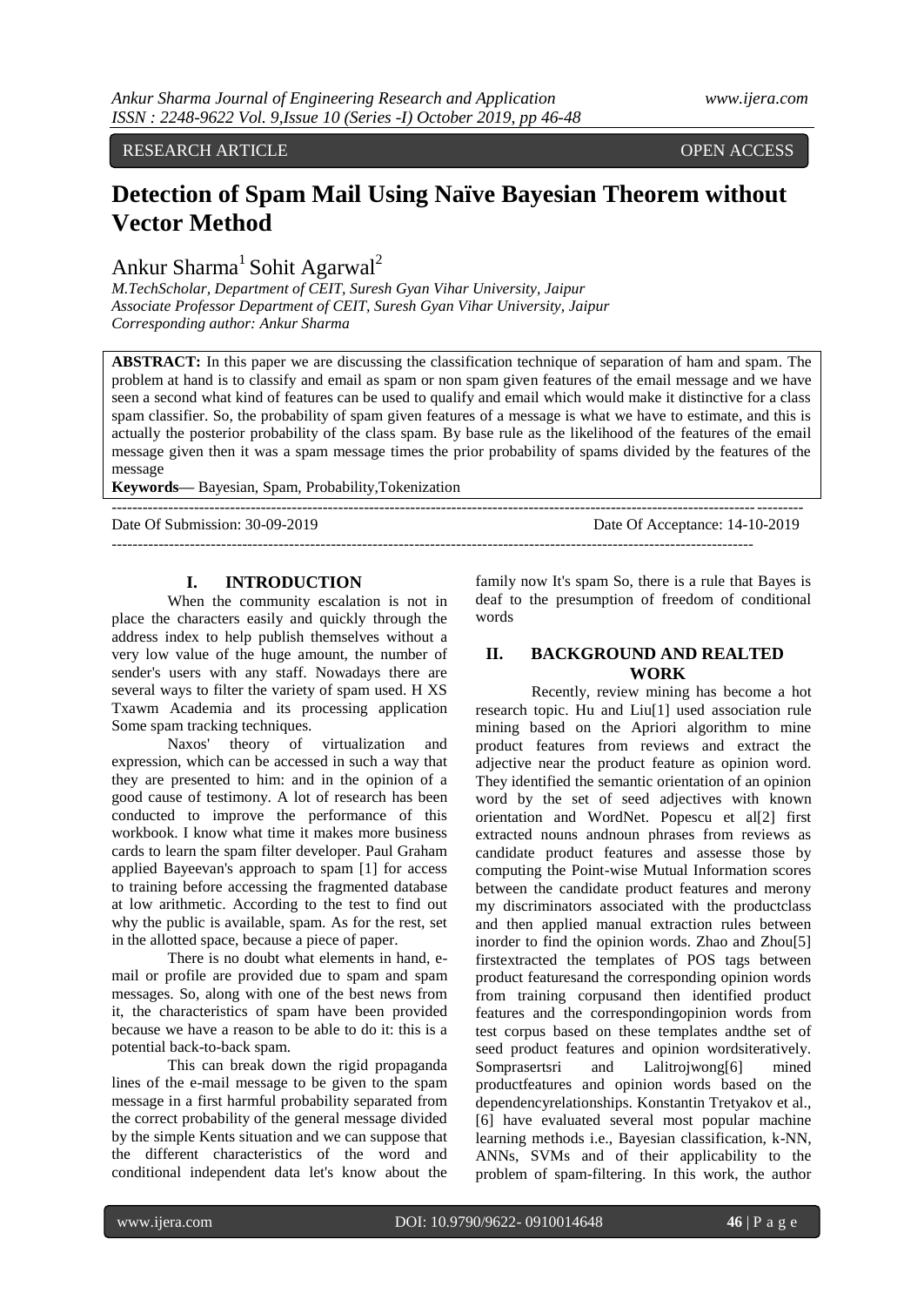RESEARCH ARTICLE OPEN ACCESS

# Detection of Spam Mail Using Naïve Bayesian Theorem without Vector Method

Ankur Sharma[1] Sohit Agarwal[2]

*M.TechScholar, Department of CEIT, Suresh Gyan Vihar University, Jaipur*
*Associate Professor Department of CEIT, Suresh Gyan Vihar University, Jaipur*
*Corresponding author: Ankur Sharma*

**ABSTRACT:** In this paper we are discussing the classification technique of separation of ham and spam. The problem at hand is to classify and email as spam or non spam given features of the email message and we have seen a second what kind of features can be used to qualify and email which would make it distinctive for a class spam classifier. So, the probability of spam given features of a message is what we have to estimate, and this is actually the posterior probability of the class spam. By base rule as the likelihood of the features of the email message given then it was a spam message times the prior probability of spams divided by the features of the message

**Keywords**— Bayesian, Spam, Probability,Tokenization

Date Of Submission: 30-09-2019 Date Of Acceptance: 14-10-2019

## I. INTRODUCTION

When the community escalation is not in place the characters easily and quickly through the address index to help publish themselves without a very low value of the huge amount, the number of sender's users with any staff. Nowadays there are several ways to filter the variety of spam used. H XS Txawm Academia and its processing application Some spam tracking techniques.

Naxos' theory of virtualization and expression, which can be accessed in such a way that they are presented to him: and in the opinion of a good cause of testimony. A lot of research has been conducted to improve the performance of this workbook. I know what time it makes more business cards to learn the spam filter developer. Paul Graham applied Bayeevan's approach to spam [1] for access to training before accessing the fragmented database at low arithmetic. According to the test to find out why the public is available, spam. As for the rest, set in the allotted space, because a piece of paper.

There is no doubt what elements in hand, e-mail or profile are provided due to spam and spam messages. So, along with one of the best news from it, the characteristics of spam have been provided because we have a reason to be able to do it: this is a potential back-to-back spam.

This can break down the rigid propaganda lines of the e-mail message to be given to the spam message in a first harmful probability separated from the correct probability of the general message divided by the simple Kents situation and we can suppose that the different characteristics of the word and conditional independent data let's know about the family now It's spam So, there is a rule that Bayes is deaf to the presumption of freedom of conditional words

## II. BACKGROUND AND REALTED WORK

Recently, review mining has become a hot research topic. Hu and Liu[1] used association rule mining based on the Apriori algorithm to mine product features from reviews and extract the adjective near the product feature as opinion word. They identified the semantic orientation of an opinion word by the set of seed adjectives with known orientation and WordNet. Popescu et all[2] first extracted nouns andnoun phrases from reviews as candidate product features and assesse those by computing the Point-wise Mutual Information scores between the candidate product features and merony my discriminators associated with the productclass and then applied manual extraction rules between inorder to find the opinion words. Zhao and Zhou[5] firstextracted the templates of POS tags between product featuresand the corresponding opinion words from training corpusand then identified product features and the correspondingopinion words from test corpus based on these templates andthe set of seed product features and opinion wordsiteratively. Somprasertsri and Lalitrojwong[6] mined productfeatures and opinion words based on the dependencyrelationships. Konstantin Tretyakov et al., [6] have evaluated several most popular machine learning methods i.e., Bayesian classification, k-NN, ANNs, SVMs and of their applicability to the problem of spam-filtering. In this work, the author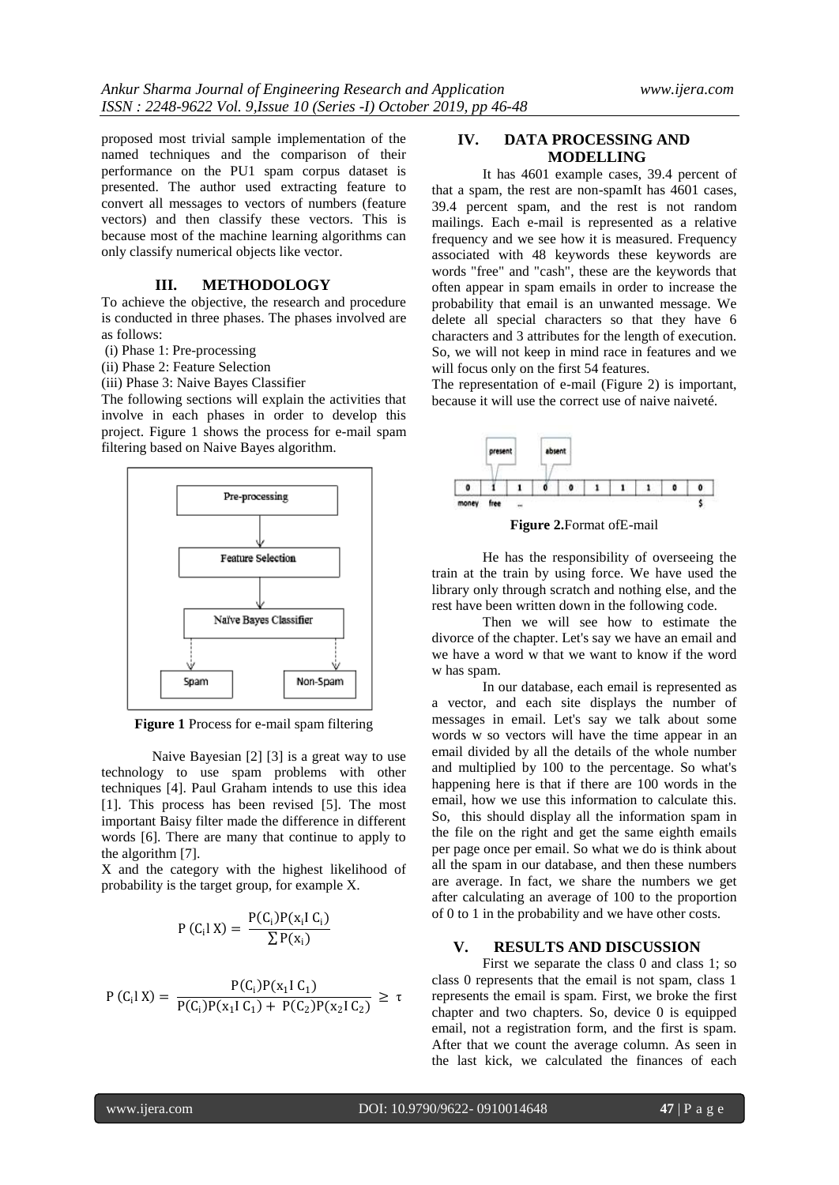proposed most trivial sample implementation of the named techniques and the comparison of their performance on the PU1 spam corpus dataset is presented. The author used extracting feature to convert all messages to vectors of numbers (feature vectors) and then classify these vectors. This is because most of the machine learning algorithms can only classify numerical objects like vector.

## III. METHODOLOGY

To achieve the objective, the research and procedure is conducted in three phases. The phases involved are as follows:

(i) Phase 1: Pre-processing
(ii) Phase 2: Feature Selection
(iii) Phase 3: Naive Bayes Classifier

The following sections will explain the activities that involve in each phases in order to develop this project. Figure 1 shows the process for e-mail spam filtering based on Naive Bayes algorithm.

Pre-processing → Feature Selection → Naïve Bayes Classifier → Spam / Non-Spam

**Figure 1** Process for e-mail spam filtering

Naive Bayesian [2] [3] is a great way to use technology to use spam problems with other techniques [4]. Paul Graham intends to use this idea [1]. This process has been revised [5]. The most important Baisy filter made the difference in different words [6]. There are many that continue to apply to the algorithm [7].

X and the category with the highest likelihood of probability is the target group, for example X.

$$P\left(C_i \mid X\right) = \frac{P(C_i)P(x_i \mid C_i)}{\sum P(x_i)}$$

$$P\left(C_i \mid X\right) = \frac{P(C_i)P(x_1 \mid C_1)}{P(C_i)P(x_1 \mid C_1) + P(C_2)P(x_2 \mid C_2)} \geq \tau$$

## IV. DATA PROCESSING AND MODELLING

It has 4601 example cases, 39.4 percent of that a spam, the rest are non-spamIt has 4601 cases, 39.4 percent spam, and the rest is not random mailings. Each e-mail is represented as a relative frequency and we see how it is measured. Frequency associated with 48 keywords these keywords are words "free" and "cash", these are the keywords that often appear in spam emails in order to increase the probability that email is an unwanted message. We delete all special characters so that they have 6 characters and 3 attributes for the length of execution. So, we will not keep in mind race in features and we will focus only on the first 54 features.

The representation of e-mail (Figure 2) is important, because it will use the correct use of naive naiveté.

| 0 | 1 | 1 | 0 | 0 | 1 | 1 | 1 | 0 | 0 |
|---|---|---|---|---|---|---|---|---|---|
| money | free | ... | | | | | | | $ |

(present → 1 under "free"; absent → 0)

**Figure 2.**Format ofE-mail

He has the responsibility of overseeing the train at the train by using force. We have used the library only through scratch and nothing else, and the rest have been written down in the following code.

Then we will see how to estimate the divorce of the chapter. Let's say we have an email and we have a word w that we want to know if the word w has spam.

In our database, each email is represented as a vector, and each site displays the number of messages in email. Let's say we talk about some words w so vectors will have the time appear in an email divided by all the details of the whole number and multiplied by 100 to the percentage. So what's happening here is that if there are 100 words in the email, how we use this information to calculate this. So, this should display all the information spam in the file on the right and get the same eighth emails per page once per email. So what we do is think about all the spam in our database, and then these numbers are average. In fact, we share the numbers we get after calculating an average of 100 to the proportion of 0 to 1 in the probability and we have other costs.

## V. RESULTS AND DISCUSSION

First we separate the class 0 and class 1; so class 0 represents that the email is not spam, class 1 represents the email is spam. First, we broke the first chapter and two chapters. So, device 0 is equipped email, not a registration form, and the first is spam. After that we count the average column. As seen in the last kick, we calculated the finances of each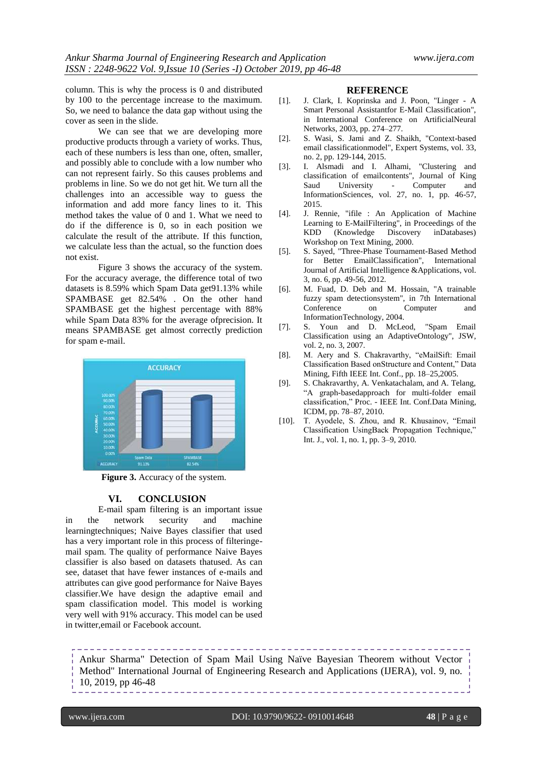column. This is why the process is 0 and distributed by 100 to the percentage increase to the maximum. So, we need to balance the data gap without using the cover as seen in the slide.

We can see that we are developing more productive products through a variety of works. Thus, each of these numbers is less than one, often, smaller, and possibly able to conclude with a low number who can not represent fairly. So this causes problems and problems in line. So we do not get hit. We turn all the challenges into an accessible way to guess the information and add more fancy lines to it. This method takes the value of 0 and 1. What we need to do if the difference is 0, so in each position we calculate the result of the attribute. If this function, we calculate less than the actual, so the function does not exist.

Figure 3 shows the accuracy of the system. For the accuracy average, the difference total of two datasets is 8.59% which Spam Data get91.13% while SPAMBASE get 82.54% . On the other hand SPAMBASE get the highest percentage with 88% while Spam Data 83% for the average ofprecision. It means SPAMBASE get almost correctly prediction for spam e-mail.

ACCURACY

ACCURACY

100.00%
90.00%
80.00%
70.00%
60.00%
50.00%
40.00%
30.00%
20.00%
10.00%
0.00%

Spam Data
SPAMBASE

ACCURACY
91.13%
82.54%

**Figure 3.** Accuracy of the system.

## VI. CONCLUSION

E-mail spam filtering is an important issue in the network security and machine learningtechniques; Naive Bayes classifier that used has a very important role in this process of filteringe-mail spam. The quality of performance Naive Bayes classifier is also based on datasets thatused. As can see, dataset that have fewer instances of e-mails and attributes can give good performance for Naive Bayes classifier.We have design the adaptive email and spam classification model. This model is working very well with 91% accuracy. This model can be used in twitter,email or Facebook account.

## REFERENCE

[1]. J. Clark, I. Koprinska and J. Poon, "Linger - A Smart Personal Assistantfor E-Mail Classification", in International Conference on ArtificialNeural Networks, 2003, pp. 274–277.

[2]. S. Wasi, S. Jami and Z. Shaikh, "Context-based email classificationmodel", Expert Systems, vol. 33, no. 2, pp. 129-144, 2015.

[3]. I. Alsmadi and I. Alhami, "Clustering and classification of emailcontents", Journal of King Saud University - Computer and InformationSciences, vol. 27, no. 1, pp. 46-57, 2015.

[4]. J. Rennie, "ifile : An Application of Machine Learning to E-MailFiltering", in Proceedings of the KDD (Knowledge Discovery inDatabases) Workshop on Text Mining, 2000.

[5]. S. Sayed, "Three-Phase Tournament-Based Method for Better EmailClassification", International Journal of Artificial Intelligence &Applications, vol. 3, no. 6, pp. 49-56, 2012.

[6]. M. Fuad, D. Deb and M. Hossain, "A trainable fuzzy spam detectionsystem", in 7th International Conference on Computer and InformationTechnology, 2004.

[7]. S. Youn and D. McLeod, "Spam Email Classification using an AdaptiveOntology", JSW, vol. 2, no. 3, 2007.

[8]. M. Aery and S. Chakravarthy, "eMailSift: Email Classification Based onStructure and Content," Data Mining, Fifth IEEE Int. Conf., pp. 18–25,2005.

[9]. S. Chakravarthy, A. Venkatachalam, and A. Telang, "A graph-basedapproach for multi-folder email classification," Proc. - IEEE Int. Conf.Data Mining, ICDM, pp. 78–87, 2010.

[10]. T. Ayodele, S. Zhou, and R. Khusainov, "Email Classification UsingBack Propagation Technique," Int. J., vol. 1, no. 1, pp. 3–9, 2010.

Ankur Sharma" Detection of Spam Mail Using Naïve Bayesian Theorem without Vector Method" International Journal of Engineering Research and Applications (IJERA), vol. 9, no. 10, 2019, pp 46-48